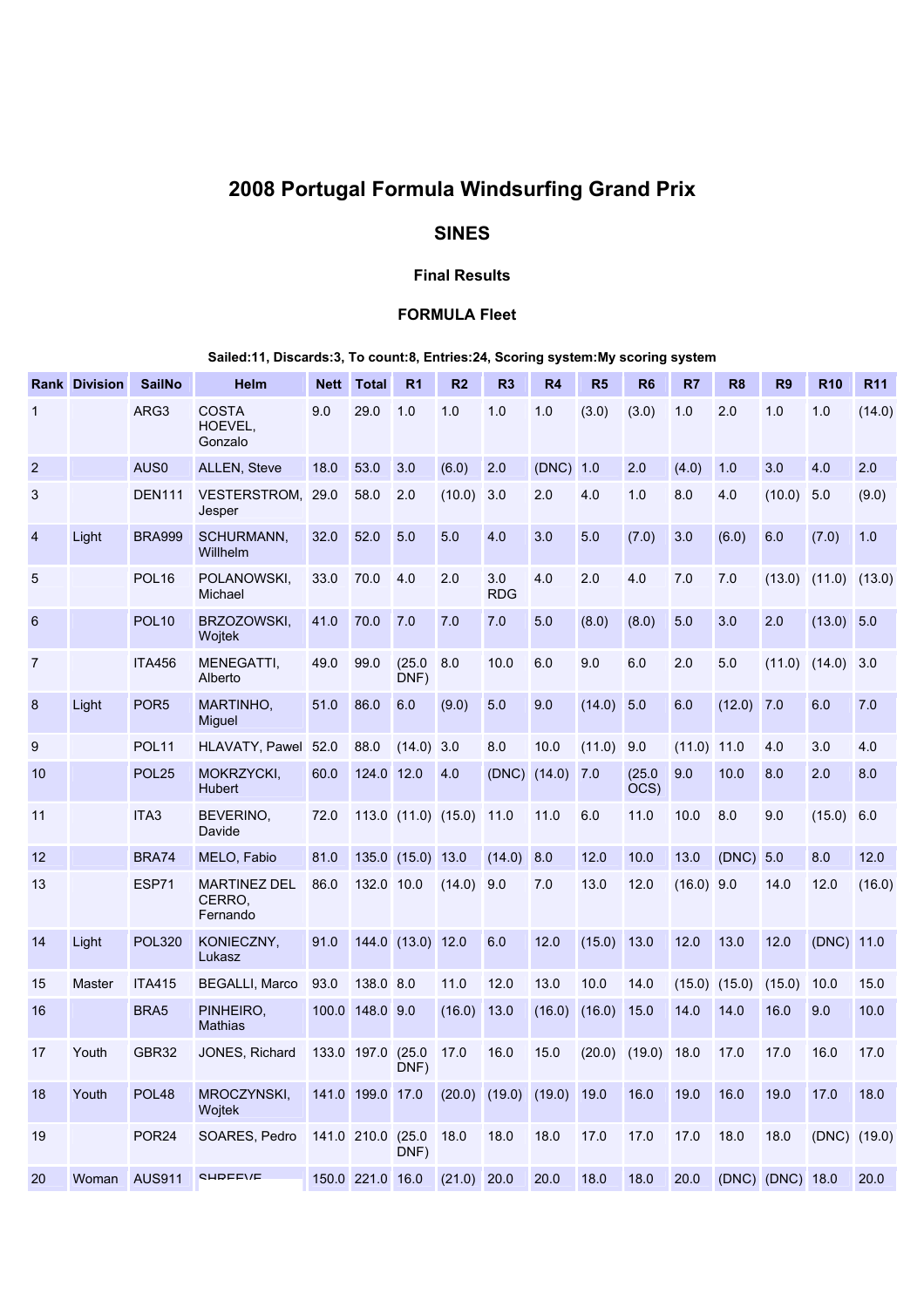# 2008 Portugal Formula Windsurfing Grand Prix

## SINES

### Final Results

### FORMULA Fleet

**Sailed:11, Discards:3, To count:8, Entries:24, Scoring system:My scoring system**

| Rank | Division | SailNo | Helm | Nett | Total | R1 | R2 | R3 | R4 | R5 | R6 | R7 | R8 | R9 | R10 | R11 |
|---|---|---|---|---|---|---|---|---|---|---|---|---|---|---|---|---|
| 1 | | ARG3 | COSTA HOEVEL, Gonzalo | 9.0 | 29.0 | 1.0 | 1.0 | 1.0 | 1.0 | (3.0) | (3.0) | 1.0 | 2.0 | 1.0 | 1.0 | (14.0) |
| 2 | | AUS0 | ALLEN, Steve | 18.0 | 53.0 | 3.0 | (6.0) | 2.0 | (DNC) | 1.0 | 2.0 | (4.0) | 1.0 | 3.0 | 4.0 | 2.0 |
| 3 | | DEN111 | VESTERSTROM, Jesper | 29.0 | 58.0 | 2.0 | (10.0) | 3.0 | 2.0 | 4.0 | 1.0 | 8.0 | 4.0 | (10.0) | 5.0 | (9.0) |
| 4 | Light | BRA999 | SCHURMANN, Willhelm | 32.0 | 52.0 | 5.0 | 5.0 | 4.0 | 3.0 | 5.0 | (7.0) | 3.0 | (6.0) | 6.0 | (7.0) | 1.0 |
| 5 | | POL16 | POLANOWSKI, Michael | 33.0 | 70.0 | 4.0 | 2.0 | 3.0 RDG | 4.0 | 2.0 | 4.0 | 7.0 | 7.0 | (13.0) | (11.0) | (13.0) |
| 6 | | POL10 | BRZOZOWSKI, Wojtek | 41.0 | 70.0 | 7.0 | 7.0 | 7.0 | 5.0 | (8.0) | (8.0) | 5.0 | 3.0 | 2.0 | (13.0) | 5.0 |
| 7 | | ITA456 | MENEGATTI, Alberto | 49.0 | 99.0 | (25.0 DNF) | 8.0 | 10.0 | 6.0 | 9.0 | 6.0 | 2.0 | 5.0 | (11.0) | (14.0) | 3.0 |
| 8 | Light | POR5 | MARTINHO, Miguel | 51.0 | 86.0 | 6.0 | (9.0) | 5.0 | 9.0 | (14.0) | 5.0 | 6.0 | (12.0) | 7.0 | 6.0 | 7.0 |
| 9 | | POL11 | HLAVATY, Pawel | 52.0 | 88.0 | (14.0) | 3.0 | 8.0 | 10.0 | (11.0) | 9.0 | (11.0) | 11.0 | 4.0 | 3.0 | 4.0 |
| 10 | | POL25 | MOKRZYCKI, Hubert | 60.0 | 124.0 | 12.0 | 4.0 | (DNC) | (14.0) | 7.0 | (25.0 OCS) | 9.0 | 10.0 | 8.0 | 2.0 | 8.0 |
| 11 | | ITA3 | BEVERINO, Davide | 72.0 | 113.0 | (11.0) | (15.0) | 11.0 | 11.0 | 6.0 | 11.0 | 10.0 | 8.0 | 9.0 | (15.0) | 6.0 |
| 12 | | BRA74 | MELO, Fabio | 81.0 | 135.0 | (15.0) | 13.0 | (14.0) | 8.0 | 12.0 | 10.0 | 13.0 | (DNC) | 5.0 | 8.0 | 12.0 |
| 13 | | ESP71 | MARTINEZ DEL CERRO, Fernando | 86.0 | 132.0 | 10.0 | (14.0) | 9.0 | 7.0 | 13.0 | 12.0 | (16.0) | 9.0 | 14.0 | 12.0 | (16.0) |
| 14 | Light | POL320 | KONIECZNY, Lukasz | 91.0 | 144.0 | (13.0) | 12.0 | 6.0 | 12.0 | (15.0) | 13.0 | 12.0 | 13.0 | 12.0 | (DNC) | 11.0 |
| 15 | Master | ITA415 | BEGALLI, Marco | 93.0 | 138.0 | 8.0 | 11.0 | 12.0 | 13.0 | 10.0 | 14.0 | (15.0) | (15.0) | (15.0) | 10.0 | 15.0 |
| 16 | | BRA5 | PINHEIRO, Mathias | 100.0 | 148.0 | 9.0 | (16.0) | 13.0 | (16.0) | (16.0) | 15.0 | 14.0 | 14.0 | 16.0 | 9.0 | 10.0 |
| 17 | Youth | GBR32 | JONES, Richard | 133.0 | 197.0 | (25.0 DNF) | 17.0 | 16.0 | 15.0 | (20.0) | (19.0) | 18.0 | 17.0 | 17.0 | 16.0 | 17.0 |
| 18 | Youth | POL48 | MROCZYNSKI, Wojtek | 141.0 | 199.0 | 17.0 | (20.0) | (19.0) | (19.0) | 19.0 | 16.0 | 19.0 | 16.0 | 19.0 | 17.0 | 18.0 |
| 19 | | POR24 | SOARES, Pedro | 141.0 | 210.0 | (25.0 DNF) | 18.0 | 18.0 | 18.0 | 17.0 | 17.0 | 17.0 | 18.0 | 18.0 | (DNC) | (19.0) |
| 20 | Woman | AUS911 | SHREEVE | 150.0 | 221.0 | 16.0 | (21.0) | 20.0 | 20.0 | 18.0 | 18.0 | 20.0 | (DNC) | (DNC) | 18.0 | 20.0 |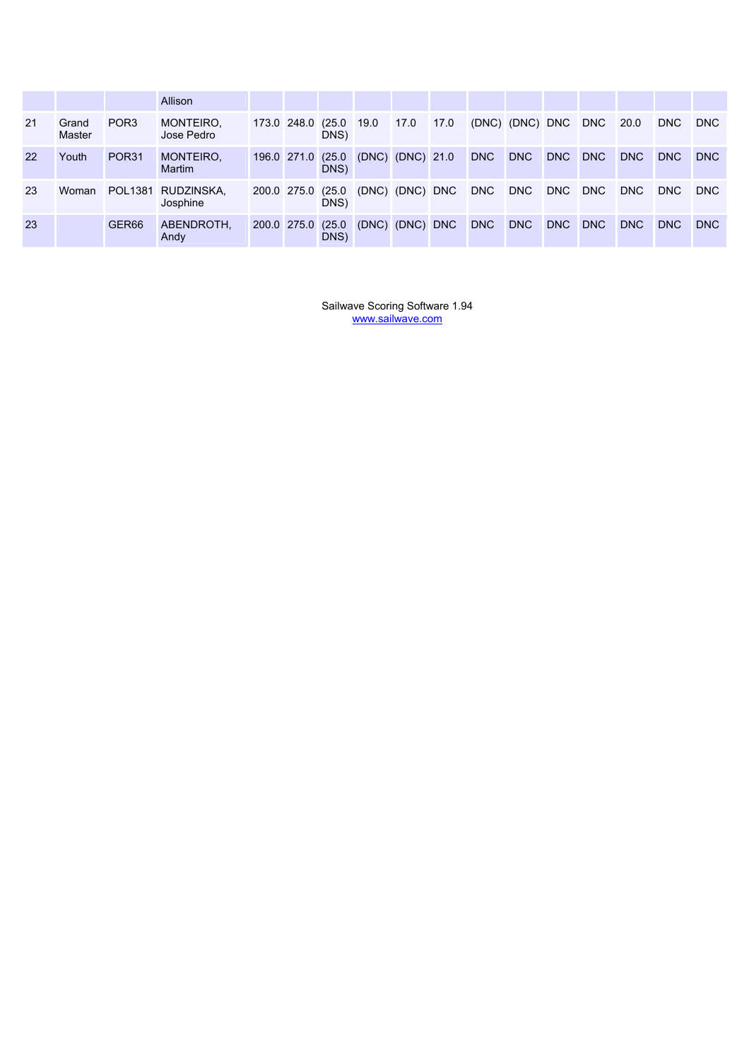| | | | | | | | | | | | | | | | | | |
|---|---|---|---|---|---|---|---|---|---|---|---|---|---|---|---|---|---|
| | | | Allison | | | | | | | | | | | | | | |
| 21 | Grand Master | POR3 | MONTEIRO, Jose Pedro | 173.0 | 248.0 | (25.0 DNS) | 19.0 | 17.0 | 17.0 | (DNC) | (DNC) | DNC | DNC | 20.0 | DNC | DNC |
| 22 | Youth | POR31 | MONTEIRO, Martim | 196.0 | 271.0 | (25.0 DNS) | (DNC) | (DNC) | 21.0 | DNC | DNC | DNC | DNC | DNC | DNC | DNC |
| 23 | Woman | POL1381 | RUDZINSKA, Josphine | 200.0 | 275.0 | (25.0 DNS) | (DNC) | (DNC) | DNC | DNC | DNC | DNC | DNC | DNC | DNC | DNC |
| 23 | | GER66 | ABENDROTH, Andy | 200.0 | 275.0 | (25.0 DNS) | (DNC) | (DNC) | DNC | DNC | DNC | DNC | DNC | DNC | DNC | DNC |

Sailwave Scoring Software 1.94
www.sailwave.com